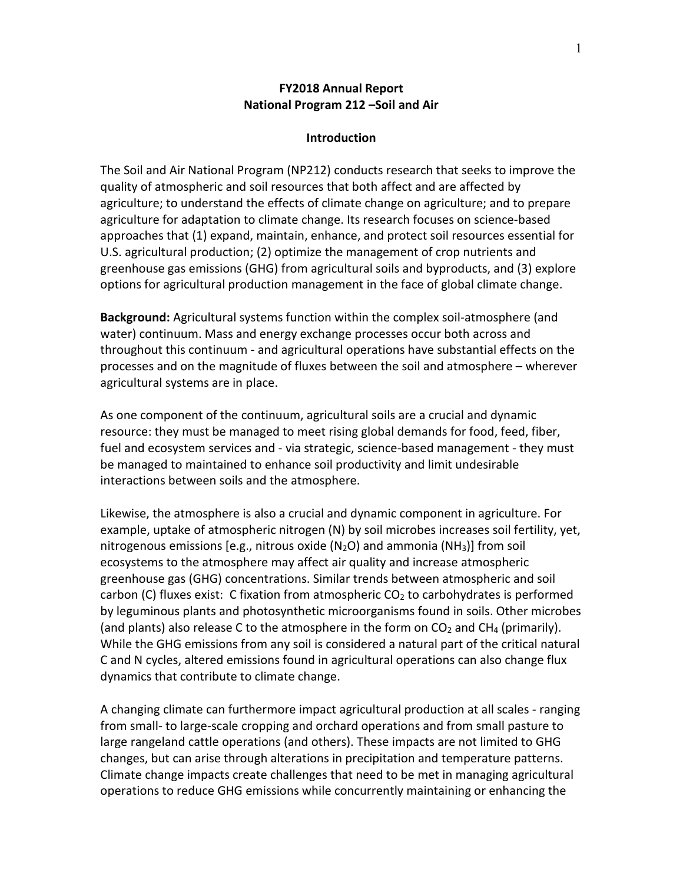**FY2018 Annual Report**
**National Program 212 –Soil and Air**

**Introduction**

The Soil and Air National Program (NP212) conducts research that seeks to improve the quality of atmospheric and soil resources that both affect and are affected by agriculture; to understand the effects of climate change on agriculture; and to prepare agriculture for adaptation to climate change. Its research focuses on science-based approaches that (1) expand, maintain, enhance, and protect soil resources essential for U.S. agricultural production; (2) optimize the management of crop nutrients and greenhouse gas emissions (GHG) from agricultural soils and byproducts, and (3) explore options for agricultural production management in the face of global climate change.

**Background:** Agricultural systems function within the complex soil-atmosphere (and water) continuum. Mass and energy exchange processes occur both across and throughout this continuum - and agricultural operations have substantial effects on the processes and on the magnitude of fluxes between the soil and atmosphere – wherever agricultural systems are in place.

As one component of the continuum, agricultural soils are a crucial and dynamic resource: they must be managed to meet rising global demands for food, feed, fiber, fuel and ecosystem services and - via strategic, science-based management - they must be managed to maintained to enhance soil productivity and limit undesirable interactions between soils and the atmosphere.

Likewise, the atmosphere is also a crucial and dynamic component in agriculture. For example, uptake of atmospheric nitrogen (N) by soil microbes increases soil fertility, yet, nitrogenous emissions [e.g., nitrous oxide ($N_2O$) and ammonia ($NH_3$)] from soil ecosystems to the atmosphere may affect air quality and increase atmospheric greenhouse gas (GHG) concentrations. Similar trends between atmospheric and soil carbon (C) fluxes exist: C fixation from atmospheric $CO_2$ to carbohydrates is performed by leguminous plants and photosynthetic microorganisms found in soils. Other microbes (and plants) also release C to the atmosphere in the form on $CO_2$ and $CH_4$ (primarily). While the GHG emissions from any soil is considered a natural part of the critical natural C and N cycles, altered emissions found in agricultural operations can also change flux dynamics that contribute to climate change.

A changing climate can furthermore impact agricultural production at all scales - ranging from small- to large-scale cropping and orchard operations and from small pasture to large rangeland cattle operations (and others). These impacts are not limited to GHG changes, but can arise through alterations in precipitation and temperature patterns. Climate change impacts create challenges that need to be met in managing agricultural operations to reduce GHG emissions while concurrently maintaining or enhancing the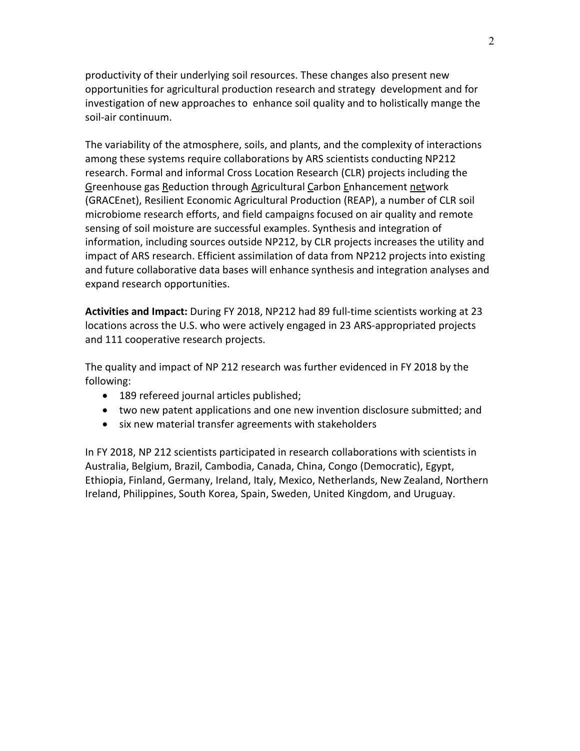productivity of their underlying soil resources. These changes also present new opportunities for agricultural production research and strategy development and for investigation of new approaches to enhance soil quality and to holistically mange the soil-air continuum.

The variability of the atmosphere, soils, and plants, and the complexity of interactions among these systems require collaborations by ARS scientists conducting NP212 research. Formal and informal Cross Location Research (CLR) projects including the Greenhouse gas Reduction through Agricultural Carbon Enhancement network (GRACEnet), Resilient Economic Agricultural Production (REAP), a number of CLR soil microbiome research efforts, and field campaigns focused on air quality and remote sensing of soil moisture are successful examples. Synthesis and integration of information, including sources outside NP212, by CLR projects increases the utility and impact of ARS research. Efficient assimilation of data from NP212 projects into existing and future collaborative data bases will enhance synthesis and integration analyses and expand research opportunities.

**Activities and Impact:** During FY 2018, NP212 had 89 full-time scientists working at 23 locations across the U.S. who were actively engaged in 23 ARS-appropriated projects and 111 cooperative research projects.

The quality and impact of NP 212 research was further evidenced in FY 2018 by the following:

- 189 refereed journal articles published;
- two new patent applications and one new invention disclosure submitted; and
- six new material transfer agreements with stakeholders

In FY 2018, NP 212 scientists participated in research collaborations with scientists in Australia, Belgium, Brazil, Cambodia, Canada, China, Congo (Democratic), Egypt, Ethiopia, Finland, Germany, Ireland, Italy, Mexico, Netherlands, New Zealand, Northern Ireland, Philippines, South Korea, Spain, Sweden, United Kingdom, and Uruguay.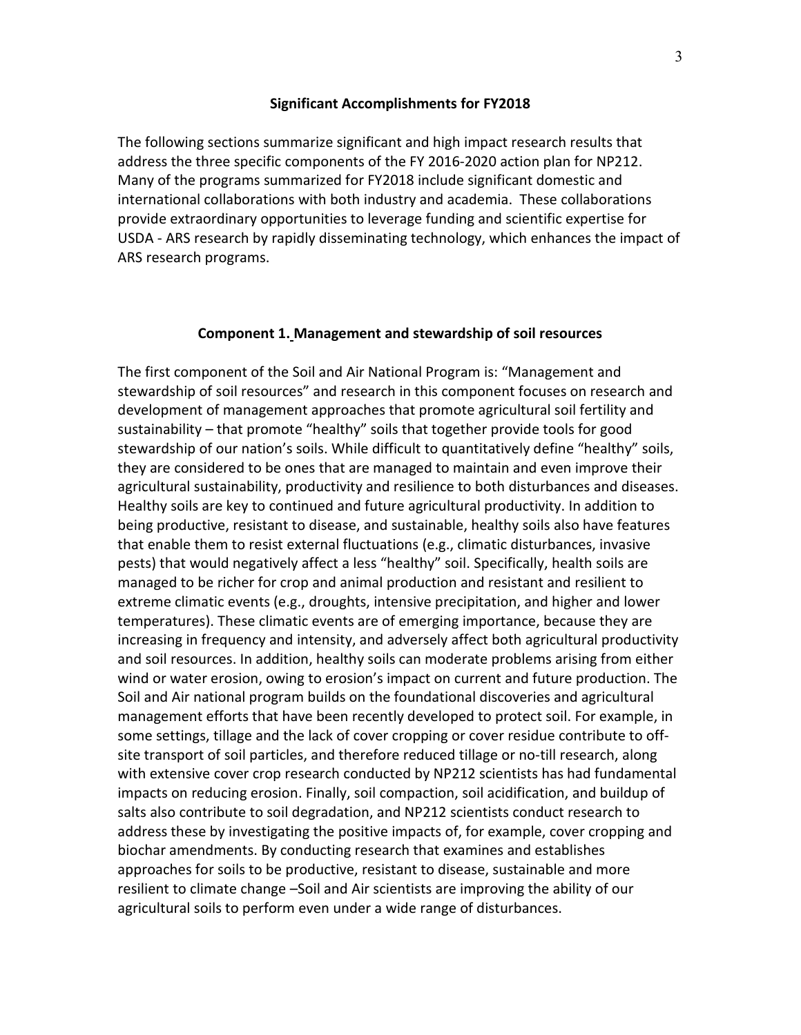## Significant Accomplishments for FY2018

The following sections summarize significant and high impact research results that address the three specific components of the FY 2016-2020 action plan for NP212. Many of the programs summarized for FY2018 include significant domestic and international collaborations with both industry and academia. These collaborations provide extraordinary opportunities to leverage funding and scientific expertise for USDA - ARS research by rapidly disseminating technology, which enhances the impact of ARS research programs.

### Component 1. Management and stewardship of soil resources

The first component of the Soil and Air National Program is: "Management and stewardship of soil resources" and research in this component focuses on research and development of management approaches that promote agricultural soil fertility and sustainability – that promote "healthy" soils that together provide tools for good stewardship of our nation's soils. While difficult to quantitatively define "healthy" soils, they are considered to be ones that are managed to maintain and even improve their agricultural sustainability, productivity and resilience to both disturbances and diseases. Healthy soils are key to continued and future agricultural productivity. In addition to being productive, resistant to disease, and sustainable, healthy soils also have features that enable them to resist external fluctuations (e.g., climatic disturbances, invasive pests) that would negatively affect a less "healthy" soil. Specifically, health soils are managed to be richer for crop and animal production and resistant and resilient to extreme climatic events (e.g., droughts, intensive precipitation, and higher and lower temperatures). These climatic events are of emerging importance, because they are increasing in frequency and intensity, and adversely affect both agricultural productivity and soil resources. In addition, healthy soils can moderate problems arising from either wind or water erosion, owing to erosion's impact on current and future production. The Soil and Air national program builds on the foundational discoveries and agricultural management efforts that have been recently developed to protect soil. For example, in some settings, tillage and the lack of cover cropping or cover residue contribute to off-site transport of soil particles, and therefore reduced tillage or no-till research, along with extensive cover crop research conducted by NP212 scientists has had fundamental impacts on reducing erosion. Finally, soil compaction, soil acidification, and buildup of salts also contribute to soil degradation, and NP212 scientists conduct research to address these by investigating the positive impacts of, for example, cover cropping and biochar amendments. By conducting research that examines and establishes approaches for soils to be productive, resistant to disease, sustainable and more resilient to climate change –Soil and Air scientists are improving the ability of our agricultural soils to perform even under a wide range of disturbances.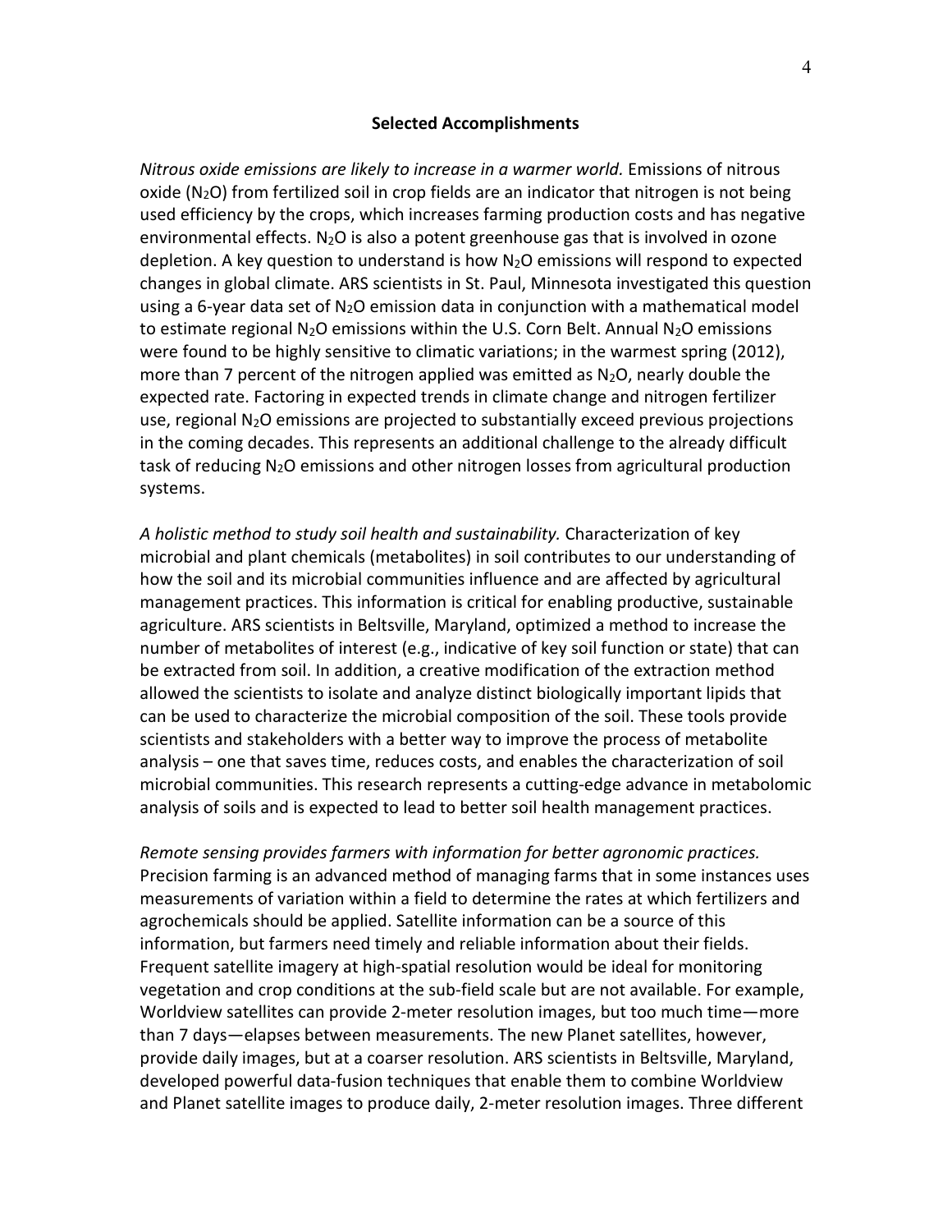## Selected Accomplishments

*Nitrous oxide emissions are likely to increase in a warmer world.* Emissions of nitrous oxide ($N_2O$) from fertilized soil in crop fields are an indicator that nitrogen is not being used efficiency by the crops, which increases farming production costs and has negative environmental effects. $N_2O$ is also a potent greenhouse gas that is involved in ozone depletion. A key question to understand is how $N_2O$ emissions will respond to expected changes in global climate. ARS scientists in St. Paul, Minnesota investigated this question using a 6-year data set of $N_2O$ emission data in conjunction with a mathematical model to estimate regional $N_2O$ emissions within the U.S. Corn Belt. Annual $N_2O$ emissions were found to be highly sensitive to climatic variations; in the warmest spring (2012), more than 7 percent of the nitrogen applied was emitted as $N_2O$, nearly double the expected rate. Factoring in expected trends in climate change and nitrogen fertilizer use, regional $N_2O$ emissions are projected to substantially exceed previous projections in the coming decades. This represents an additional challenge to the already difficult task of reducing $N_2O$ emissions and other nitrogen losses from agricultural production systems.

*A holistic method to study soil health and sustainability.* Characterization of key microbial and plant chemicals (metabolites) in soil contributes to our understanding of how the soil and its microbial communities influence and are affected by agricultural management practices. This information is critical for enabling productive, sustainable agriculture. ARS scientists in Beltsville, Maryland, optimized a method to increase the number of metabolites of interest (e.g., indicative of key soil function or state) that can be extracted from soil. In addition, a creative modification of the extraction method allowed the scientists to isolate and analyze distinct biologically important lipids that can be used to characterize the microbial composition of the soil. These tools provide scientists and stakeholders with a better way to improve the process of metabolite analysis – one that saves time, reduces costs, and enables the characterization of soil microbial communities. This research represents a cutting-edge advance in metabolomic analysis of soils and is expected to lead to better soil health management practices.

*Remote sensing provides farmers with information for better agronomic practices.* Precision farming is an advanced method of managing farms that in some instances uses measurements of variation within a field to determine the rates at which fertilizers and agrochemicals should be applied. Satellite information can be a source of this information, but farmers need timely and reliable information about their fields. Frequent satellite imagery at high-spatial resolution would be ideal for monitoring vegetation and crop conditions at the sub-field scale but are not available. For example, Worldview satellites can provide 2-meter resolution images, but too much time—more than 7 days—elapses between measurements. The new Planet satellites, however, provide daily images, but at a coarser resolution. ARS scientists in Beltsville, Maryland, developed powerful data-fusion techniques that enable them to combine Worldview and Planet satellite images to produce daily, 2-meter resolution images. Three different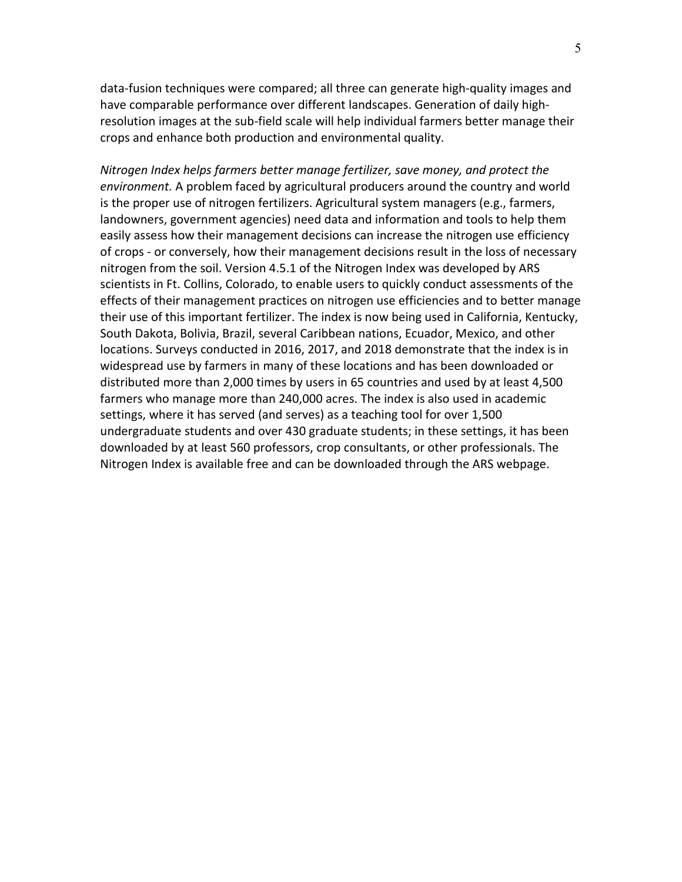data-fusion techniques were compared; all three can generate high-quality images and have comparable performance over different landscapes. Generation of daily high-resolution images at the sub-field scale will help individual farmers better manage their crops and enhance both production and environmental quality.

*Nitrogen Index helps farmers better manage fertilizer, save money, and protect the environment.* A problem faced by agricultural producers around the country and world is the proper use of nitrogen fertilizers. Agricultural system managers (e.g., farmers, landowners, government agencies) need data and information and tools to help them easily assess how their management decisions can increase the nitrogen use efficiency of crops - or conversely, how their management decisions result in the loss of necessary nitrogen from the soil. Version 4.5.1 of the Nitrogen Index was developed by ARS scientists in Ft. Collins, Colorado, to enable users to quickly conduct assessments of the effects of their management practices on nitrogen use efficiencies and to better manage their use of this important fertilizer. The index is now being used in California, Kentucky, South Dakota, Bolivia, Brazil, several Caribbean nations, Ecuador, Mexico, and other locations. Surveys conducted in 2016, 2017, and 2018 demonstrate that the index is in widespread use by farmers in many of these locations and has been downloaded or distributed more than 2,000 times by users in 65 countries and used by at least 4,500 farmers who manage more than 240,000 acres. The index is also used in academic settings, where it has served (and serves) as a teaching tool for over 1,500 undergraduate students and over 430 graduate students; in these settings, it has been downloaded by at least 560 professors, crop consultants, or other professionals. The Nitrogen Index is available free and can be downloaded through the ARS webpage.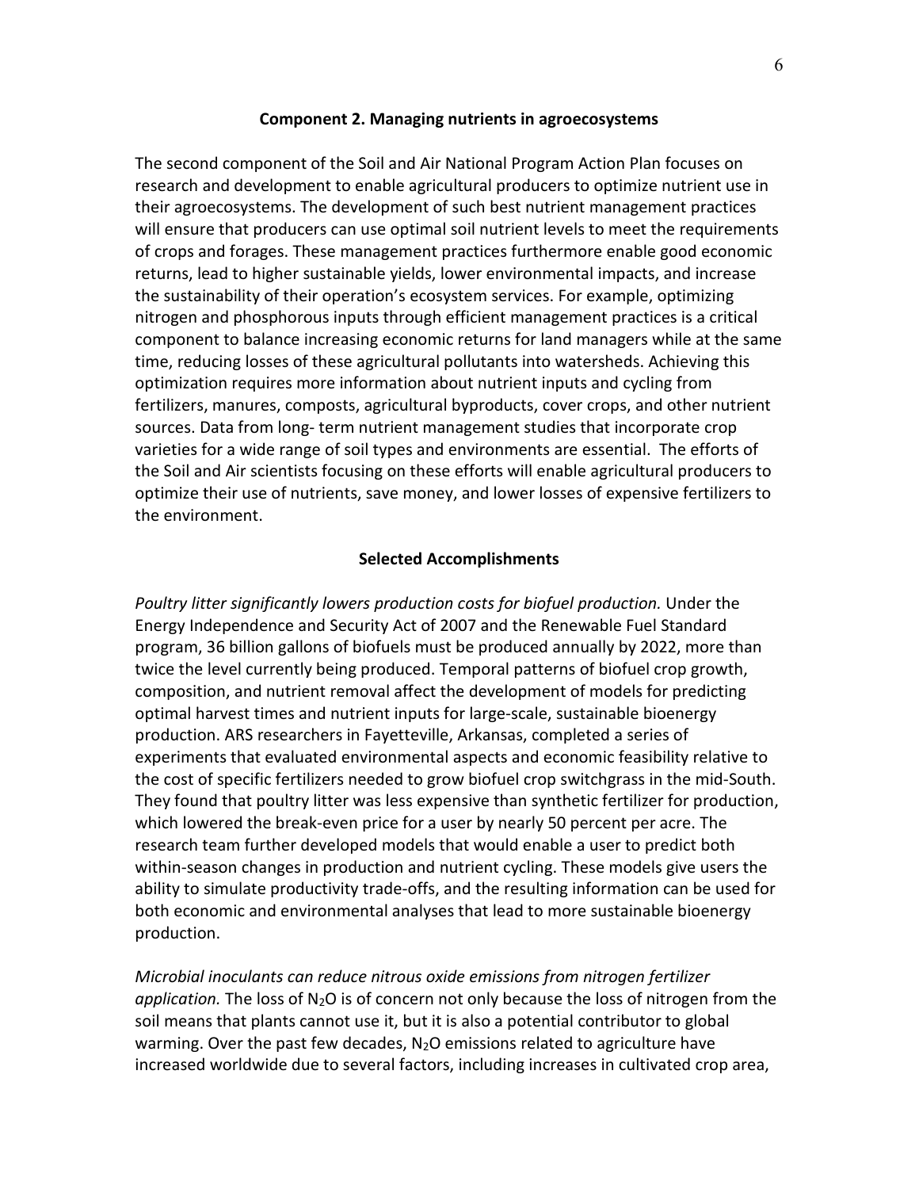## Component 2. Managing nutrients in agroecosystems

The second component of the Soil and Air National Program Action Plan focuses on research and development to enable agricultural producers to optimize nutrient use in their agroecosystems. The development of such best nutrient management practices will ensure that producers can use optimal soil nutrient levels to meet the requirements of crops and forages. These management practices furthermore enable good economic returns, lead to higher sustainable yields, lower environmental impacts, and increase the sustainability of their operation's ecosystem services. For example, optimizing nitrogen and phosphorous inputs through efficient management practices is a critical component to balance increasing economic returns for land managers while at the same time, reducing losses of these agricultural pollutants into watersheds. Achieving this optimization requires more information about nutrient inputs and cycling from fertilizers, manures, composts, agricultural byproducts, cover crops, and other nutrient sources. Data from long- term nutrient management studies that incorporate crop varieties for a wide range of soil types and environments are essential. The efforts of the Soil and Air scientists focusing on these efforts will enable agricultural producers to optimize their use of nutrients, save money, and lower losses of expensive fertilizers to the environment.

### Selected Accomplishments

*Poultry litter significantly lowers production costs for biofuel production.* Under the Energy Independence and Security Act of 2007 and the Renewable Fuel Standard program, 36 billion gallons of biofuels must be produced annually by 2022, more than twice the level currently being produced. Temporal patterns of biofuel crop growth, composition, and nutrient removal affect the development of models for predicting optimal harvest times and nutrient inputs for large-scale, sustainable bioenergy production. ARS researchers in Fayetteville, Arkansas, completed a series of experiments that evaluated environmental aspects and economic feasibility relative to the cost of specific fertilizers needed to grow biofuel crop switchgrass in the mid-South. They found that poultry litter was less expensive than synthetic fertilizer for production, which lowered the break-even price for a user by nearly 50 percent per acre. The research team further developed models that would enable a user to predict both within-season changes in production and nutrient cycling. These models give users the ability to simulate productivity trade-offs, and the resulting information can be used for both economic and environmental analyses that lead to more sustainable bioenergy production.

*Microbial inoculants can reduce nitrous oxide emissions from nitrogen fertilizer application.* The loss of $N_2O$ is of concern not only because the loss of nitrogen from the soil means that plants cannot use it, but it is also a potential contributor to global warming. Over the past few decades, $N_2O$ emissions related to agriculture have increased worldwide due to several factors, including increases in cultivated crop area,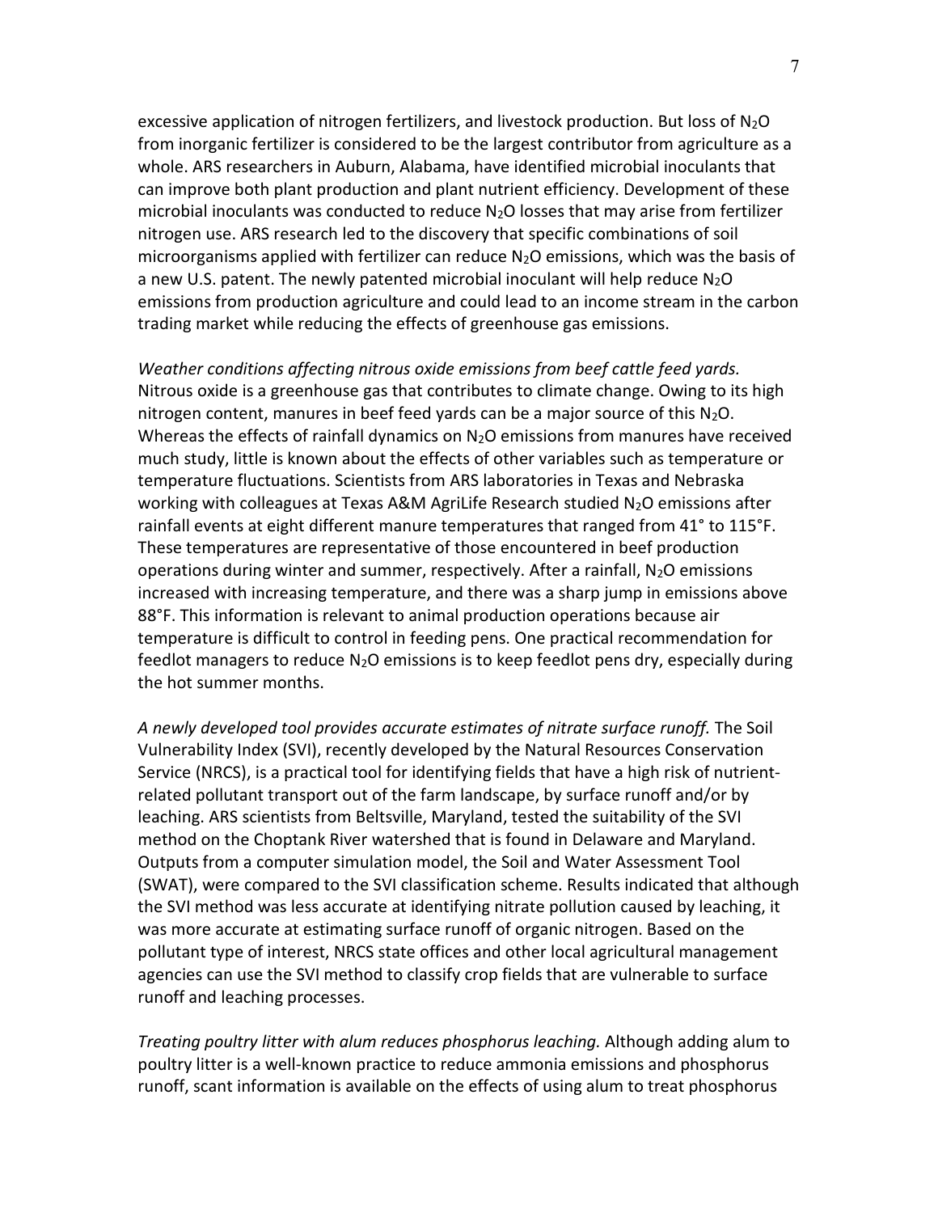excessive application of nitrogen fertilizers, and livestock production. But loss of $N_2O$ from inorganic fertilizer is considered to be the largest contributor from agriculture as a whole. ARS researchers in Auburn, Alabama, have identified microbial inoculants that can improve both plant production and plant nutrient efficiency. Development of these microbial inoculants was conducted to reduce $N_2O$ losses that may arise from fertilizer nitrogen use. ARS research led to the discovery that specific combinations of soil microorganisms applied with fertilizer can reduce $N_2O$ emissions, which was the basis of a new U.S. patent. The newly patented microbial inoculant will help reduce $N_2O$ emissions from production agriculture and could lead to an income stream in the carbon trading market while reducing the effects of greenhouse gas emissions.

*Weather conditions affecting nitrous oxide emissions from beef cattle feed yards.* Nitrous oxide is a greenhouse gas that contributes to climate change. Owing to its high nitrogen content, manures in beef feed yards can be a major source of this $N_2O$. Whereas the effects of rainfall dynamics on $N_2O$ emissions from manures have received much study, little is known about the effects of other variables such as temperature or temperature fluctuations. Scientists from ARS laboratories in Texas and Nebraska working with colleagues at Texas A&M AgriLife Research studied $N_2O$ emissions after rainfall events at eight different manure temperatures that ranged from 41° to 115°F. These temperatures are representative of those encountered in beef production operations during winter and summer, respectively. After a rainfall, $N_2O$ emissions increased with increasing temperature, and there was a sharp jump in emissions above 88°F. This information is relevant to animal production operations because air temperature is difficult to control in feeding pens. One practical recommendation for feedlot managers to reduce $N_2O$ emissions is to keep feedlot pens dry, especially during the hot summer months.

*A newly developed tool provides accurate estimates of nitrate surface runoff.* The Soil Vulnerability Index (SVI), recently developed by the Natural Resources Conservation Service (NRCS), is a practical tool for identifying fields that have a high risk of nutrient-related pollutant transport out of the farm landscape, by surface runoff and/or by leaching. ARS scientists from Beltsville, Maryland, tested the suitability of the SVI method on the Choptank River watershed that is found in Delaware and Maryland. Outputs from a computer simulation model, the Soil and Water Assessment Tool (SWAT), were compared to the SVI classification scheme. Results indicated that although the SVI method was less accurate at identifying nitrate pollution caused by leaching, it was more accurate at estimating surface runoff of organic nitrogen. Based on the pollutant type of interest, NRCS state offices and other local agricultural management agencies can use the SVI method to classify crop fields that are vulnerable to surface runoff and leaching processes.

*Treating poultry litter with alum reduces phosphorus leaching.* Although adding alum to poultry litter is a well-known practice to reduce ammonia emissions and phosphorus runoff, scant information is available on the effects of using alum to treat phosphorus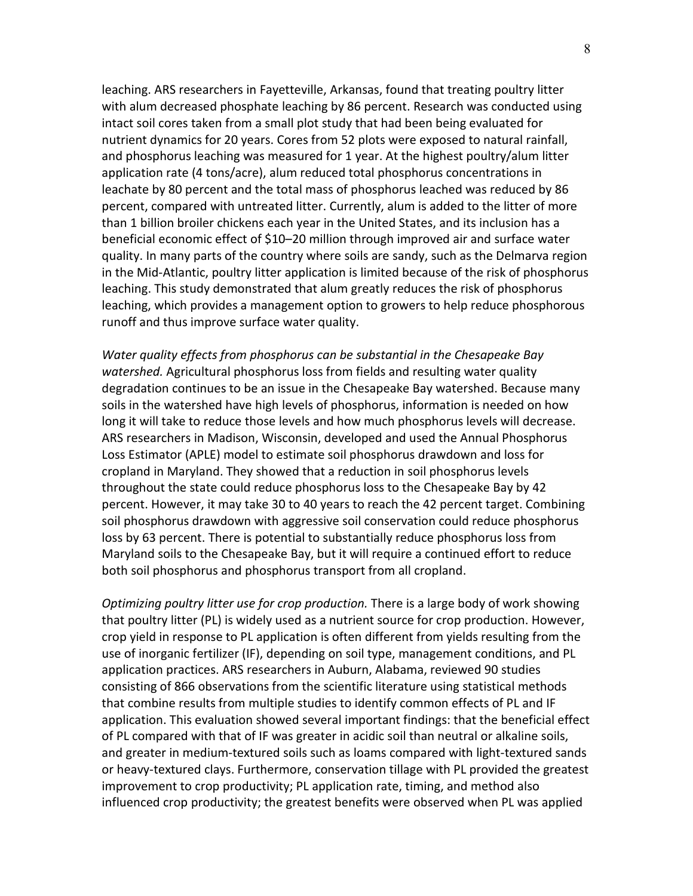leaching. ARS researchers in Fayetteville, Arkansas, found that treating poultry litter with alum decreased phosphate leaching by 86 percent. Research was conducted using intact soil cores taken from a small plot study that had been being evaluated for nutrient dynamics for 20 years. Cores from 52 plots were exposed to natural rainfall, and phosphorus leaching was measured for 1 year. At the highest poultry/alum litter application rate (4 tons/acre), alum reduced total phosphorus concentrations in leachate by 80 percent and the total mass of phosphorus leached was reduced by 86 percent, compared with untreated litter. Currently, alum is added to the litter of more than 1 billion broiler chickens each year in the United States, and its inclusion has a beneficial economic effect of $10–20 million through improved air and surface water quality. In many parts of the country where soils are sandy, such as the Delmarva region in the Mid-Atlantic, poultry litter application is limited because of the risk of phosphorus leaching. This study demonstrated that alum greatly reduces the risk of phosphorus leaching, which provides a management option to growers to help reduce phosphorous runoff and thus improve surface water quality.

*Water quality effects from phosphorus can be substantial in the Chesapeake Bay watershed.* Agricultural phosphorus loss from fields and resulting water quality degradation continues to be an issue in the Chesapeake Bay watershed. Because many soils in the watershed have high levels of phosphorus, information is needed on how long it will take to reduce those levels and how much phosphorus levels will decrease. ARS researchers in Madison, Wisconsin, developed and used the Annual Phosphorus Loss Estimator (APLE) model to estimate soil phosphorus drawdown and loss for cropland in Maryland. They showed that a reduction in soil phosphorus levels throughout the state could reduce phosphorus loss to the Chesapeake Bay by 42 percent. However, it may take 30 to 40 years to reach the 42 percent target. Combining soil phosphorus drawdown with aggressive soil conservation could reduce phosphorus loss by 63 percent. There is potential to substantially reduce phosphorus loss from Maryland soils to the Chesapeake Bay, but it will require a continued effort to reduce both soil phosphorus and phosphorus transport from all cropland.

*Optimizing poultry litter use for crop production.* There is a large body of work showing that poultry litter (PL) is widely used as a nutrient source for crop production. However, crop yield in response to PL application is often different from yields resulting from the use of inorganic fertilizer (IF), depending on soil type, management conditions, and PL application practices. ARS researchers in Auburn, Alabama, reviewed 90 studies consisting of 866 observations from the scientific literature using statistical methods that combine results from multiple studies to identify common effects of PL and IF application. This evaluation showed several important findings: that the beneficial effect of PL compared with that of IF was greater in acidic soil than neutral or alkaline soils, and greater in medium-textured soils such as loams compared with light-textured sands or heavy-textured clays. Furthermore, conservation tillage with PL provided the greatest improvement to crop productivity; PL application rate, timing, and method also influenced crop productivity; the greatest benefits were observed when PL was applied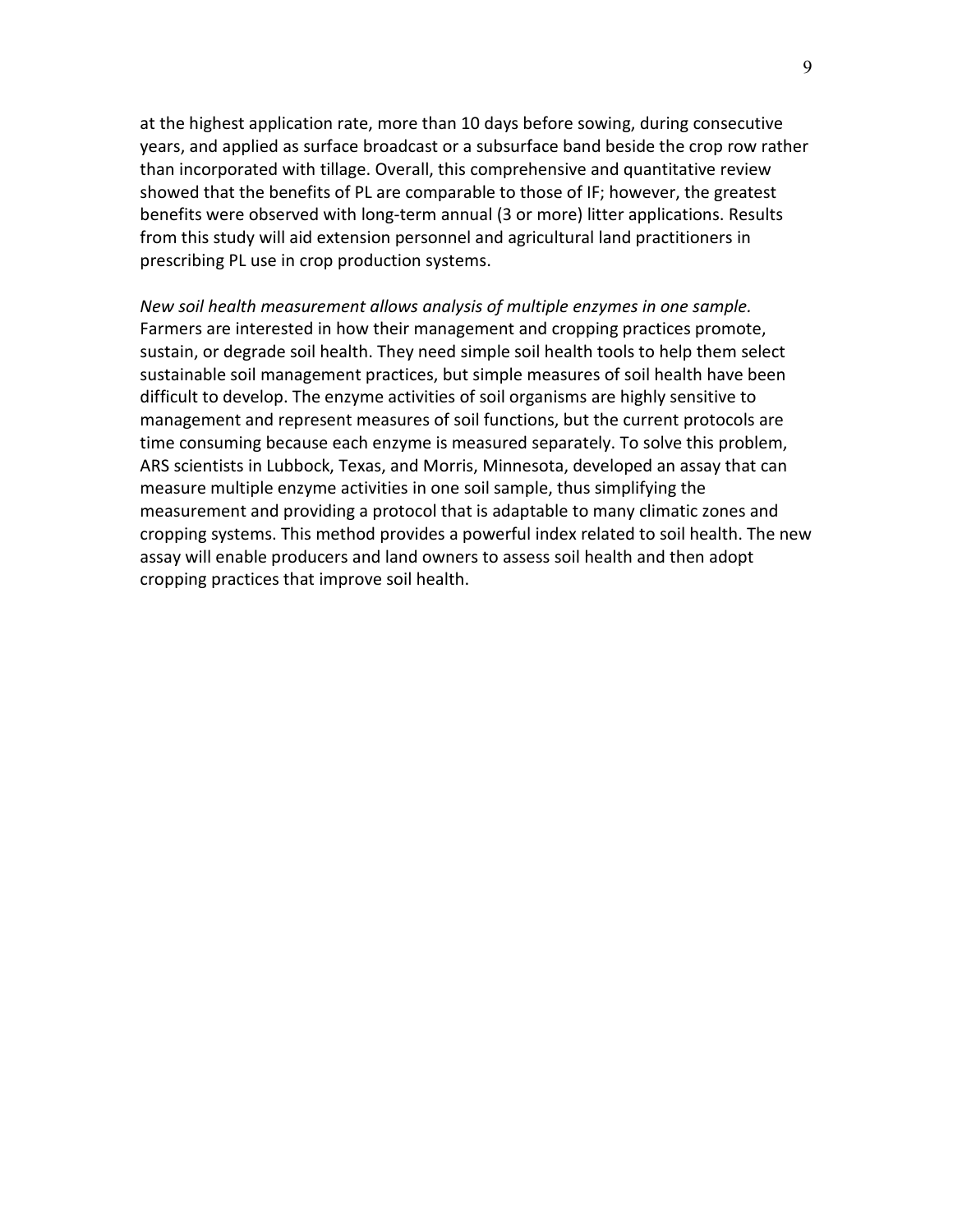at the highest application rate, more than 10 days before sowing, during consecutive years, and applied as surface broadcast or a subsurface band beside the crop row rather than incorporated with tillage. Overall, this comprehensive and quantitative review showed that the benefits of PL are comparable to those of IF; however, the greatest benefits were observed with long-term annual (3 or more) litter applications. Results from this study will aid extension personnel and agricultural land practitioners in prescribing PL use in crop production systems.

*New soil health measurement allows analysis of multiple enzymes in one sample.* Farmers are interested in how their management and cropping practices promote, sustain, or degrade soil health. They need simple soil health tools to help them select sustainable soil management practices, but simple measures of soil health have been difficult to develop. The enzyme activities of soil organisms are highly sensitive to management and represent measures of soil functions, but the current protocols are time consuming because each enzyme is measured separately. To solve this problem, ARS scientists in Lubbock, Texas, and Morris, Minnesota, developed an assay that can measure multiple enzyme activities in one soil sample, thus simplifying the measurement and providing a protocol that is adaptable to many climatic zones and cropping systems. This method provides a powerful index related to soil health. The new assay will enable producers and land owners to assess soil health and then adopt cropping practices that improve soil health.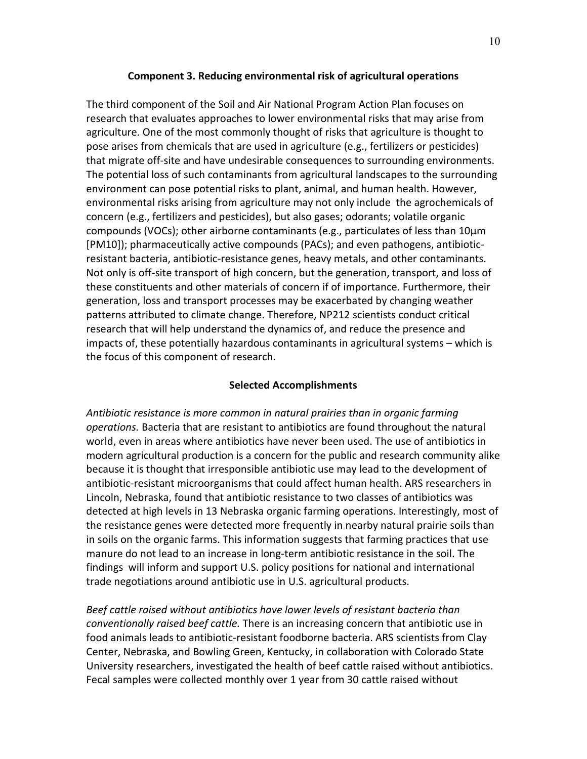### Component 3. Reducing environmental risk of agricultural operations

The third component of the Soil and Air National Program Action Plan focuses on research that evaluates approaches to lower environmental risks that may arise from agriculture. One of the most commonly thought of risks that agriculture is thought to pose arises from chemicals that are used in agriculture (e.g., fertilizers or pesticides) that migrate off-site and have undesirable consequences to surrounding environments. The potential loss of such contaminants from agricultural landscapes to the surrounding environment can pose potential risks to plant, animal, and human health. However, environmental risks arising from agriculture may not only include the agrochemicals of concern (e.g., fertilizers and pesticides), but also gases; odorants; volatile organic compounds (VOCs); other airborne contaminants (e.g., particulates of less than 10μm [PM10]); pharmaceutically active compounds (PACs); and even pathogens, antibiotic-resistant bacteria, antibiotic-resistance genes, heavy metals, and other contaminants. Not only is off-site transport of high concern, but the generation, transport, and loss of these constituents and other materials of concern if of importance. Furthermore, their generation, loss and transport processes may be exacerbated by changing weather patterns attributed to climate change. Therefore, NP212 scientists conduct critical research that will help understand the dynamics of, and reduce the presence and impacts of, these potentially hazardous contaminants in agricultural systems – which is the focus of this component of research.

#### Selected Accomplishments

*Antibiotic resistance is more common in natural prairies than in organic farming operations.* Bacteria that are resistant to antibiotics are found throughout the natural world, even in areas where antibiotics have never been used. The use of antibiotics in modern agricultural production is a concern for the public and research community alike because it is thought that irresponsible antibiotic use may lead to the development of antibiotic-resistant microorganisms that could affect human health. ARS researchers in Lincoln, Nebraska, found that antibiotic resistance to two classes of antibiotics was detected at high levels in 13 Nebraska organic farming operations. Interestingly, most of the resistance genes were detected more frequently in nearby natural prairie soils than in soils on the organic farms. This information suggests that farming practices that use manure do not lead to an increase in long-term antibiotic resistance in the soil. The findings will inform and support U.S. policy positions for national and international trade negotiations around antibiotic use in U.S. agricultural products.

*Beef cattle raised without antibiotics have lower levels of resistant bacteria than conventionally raised beef cattle.* There is an increasing concern that antibiotic use in food animals leads to antibiotic-resistant foodborne bacteria. ARS scientists from Clay Center, Nebraska, and Bowling Green, Kentucky, in collaboration with Colorado State University researchers, investigated the health of beef cattle raised without antibiotics. Fecal samples were collected monthly over 1 year from 30 cattle raised without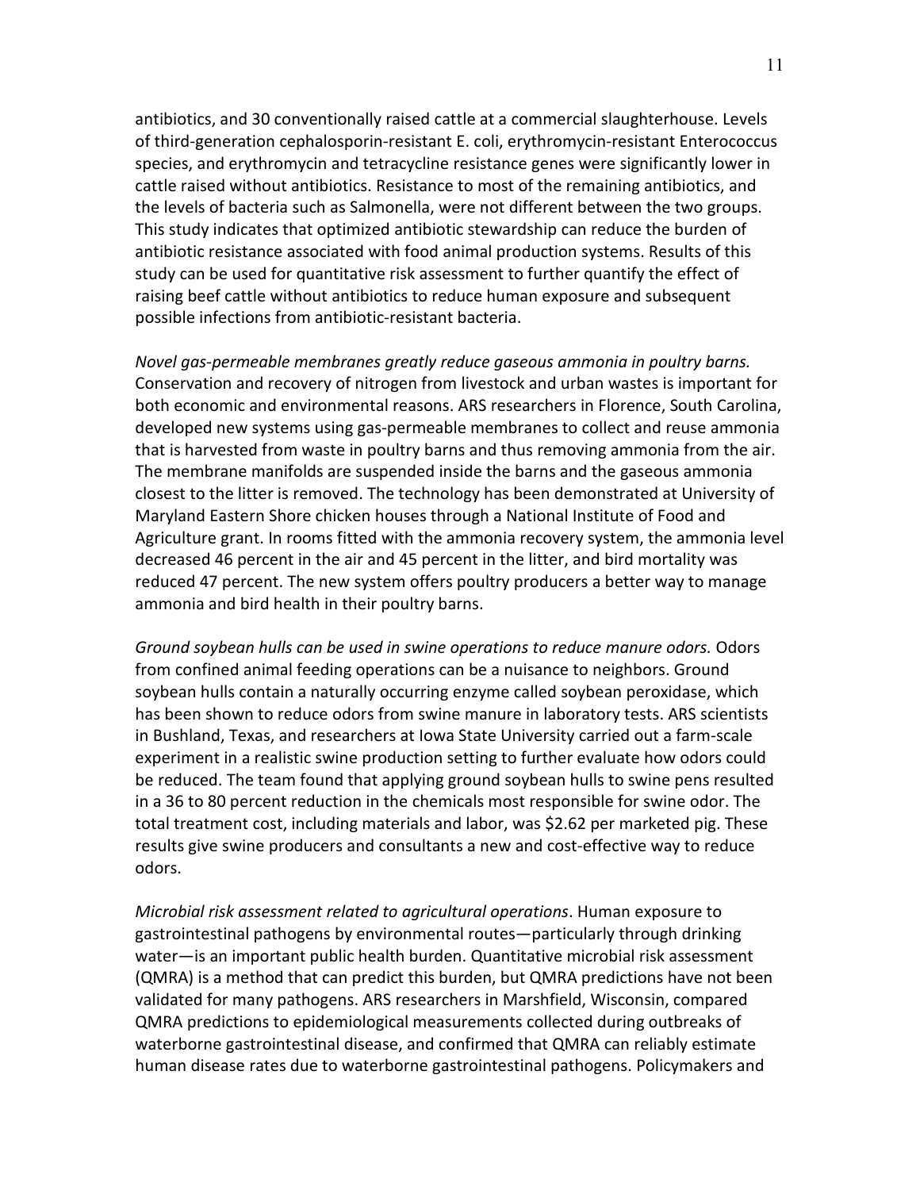antibiotics, and 30 conventionally raised cattle at a commercial slaughterhouse. Levels of third-generation cephalosporin-resistant E. coli, erythromycin-resistant Enterococcus species, and erythromycin and tetracycline resistance genes were significantly lower in cattle raised without antibiotics. Resistance to most of the remaining antibiotics, and the levels of bacteria such as Salmonella, were not different between the two groups. This study indicates that optimized antibiotic stewardship can reduce the burden of antibiotic resistance associated with food animal production systems. Results of this study can be used for quantitative risk assessment to further quantify the effect of raising beef cattle without antibiotics to reduce human exposure and subsequent possible infections from antibiotic-resistant bacteria.

*Novel gas-permeable membranes greatly reduce gaseous ammonia in poultry barns.* Conservation and recovery of nitrogen from livestock and urban wastes is important for both economic and environmental reasons. ARS researchers in Florence, South Carolina, developed new systems using gas-permeable membranes to collect and reuse ammonia that is harvested from waste in poultry barns and thus removing ammonia from the air. The membrane manifolds are suspended inside the barns and the gaseous ammonia closest to the litter is removed. The technology has been demonstrated at University of Maryland Eastern Shore chicken houses through a National Institute of Food and Agriculture grant. In rooms fitted with the ammonia recovery system, the ammonia level decreased 46 percent in the air and 45 percent in the litter, and bird mortality was reduced 47 percent. The new system offers poultry producers a better way to manage ammonia and bird health in their poultry barns.

*Ground soybean hulls can be used in swine operations to reduce manure odors.* Odors from confined animal feeding operations can be a nuisance to neighbors. Ground soybean hulls contain a naturally occurring enzyme called soybean peroxidase, which has been shown to reduce odors from swine manure in laboratory tests. ARS scientists in Bushland, Texas, and researchers at Iowa State University carried out a farm-scale experiment in a realistic swine production setting to further evaluate how odors could be reduced. The team found that applying ground soybean hulls to swine pens resulted in a 36 to 80 percent reduction in the chemicals most responsible for swine odor. The total treatment cost, including materials and labor, was $2.62 per marketed pig. These results give swine producers and consultants a new and cost-effective way to reduce odors.

*Microbial risk assessment related to agricultural operations*. Human exposure to gastrointestinal pathogens by environmental routes—particularly through drinking water—is an important public health burden. Quantitative microbial risk assessment (QMRA) is a method that can predict this burden, but QMRA predictions have not been validated for many pathogens. ARS researchers in Marshfield, Wisconsin, compared QMRA predictions to epidemiological measurements collected during outbreaks of waterborne gastrointestinal disease, and confirmed that QMRA can reliably estimate human disease rates due to waterborne gastrointestinal pathogens. Policymakers and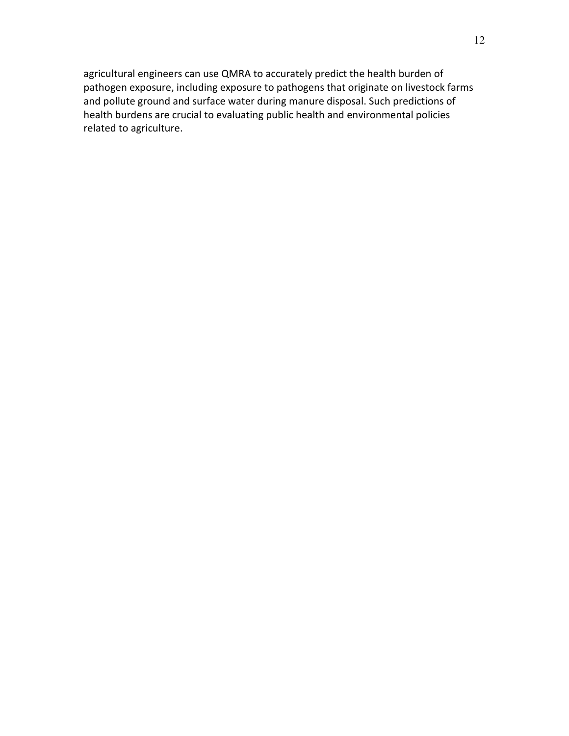agricultural engineers can use QMRA to accurately predict the health burden of pathogen exposure, including exposure to pathogens that originate on livestock farms and pollute ground and surface water during manure disposal. Such predictions of health burdens are crucial to evaluating public health and environmental policies related to agriculture.